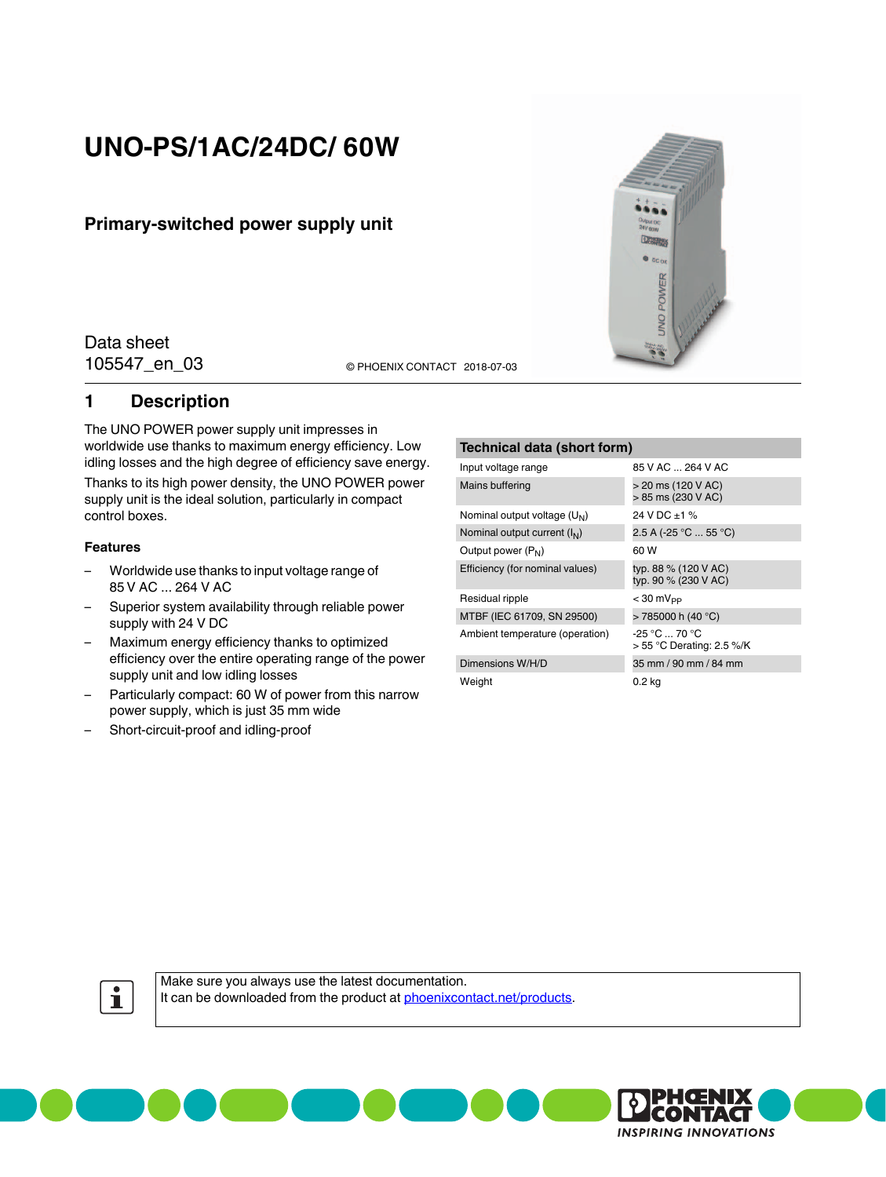# UNO-PS/1AC/24DC/ 60W

## Primary-switched power supply unit

Data sheet
105547_en_03

© PHOENIX CONTACT 2018-07-03

## 1 Description

The UNO POWER power supply unit impresses in worldwide use thanks to maximum energy efficiency. Low idling losses and the high degree of efficiency save energy.

Thanks to its high power density, the UNO POWER power supply unit is the ideal solution, particularly in compact control boxes.

### Features

- Worldwide use thanks to input voltage range of 85 V AC ... 264 V AC
- Superior system availability through reliable power supply with 24 V DC
- Maximum energy efficiency thanks to optimized efficiency over the entire operating range of the power supply unit and low idling losses
- Particularly compact: 60 W of power from this narrow power supply, which is just 35 mm wide
- Short-circuit-proof and idling-proof

| Technical data (short form) | |
|---|---|
| Input voltage range | 85 V AC ... 264 V AC |
| Mains buffering | > 20 ms (120 V AC)<br>> 85 ms (230 V AC) |
| Nominal output voltage ($U_N$) | 24 V DC ±1 % |
| Nominal output current ($I_N$) | 2.5 A (-25 °C ... 55 °C) |
| Output power ($P_N$) | 60 W |
| Efficiency (for nominal values) | typ. 88 % (120 V AC)<br>typ. 90 % (230 V AC) |
| Residual ripple | < 30 $mV_{PP}$ |
| MTBF (IEC 61709, SN 29500) | > 785000 h (40 °C) |
| Ambient temperature (operation) | -25 °C ... 70 °C<br>> 55 °C Derating: 2.5 %/K |
| Dimensions W/H/D | 35 mm / 90 mm / 84 mm |
| Weight | 0.2 kg |

Make sure you always use the latest documentation.
It can be downloaded from the product at phoenixcontact.net/products.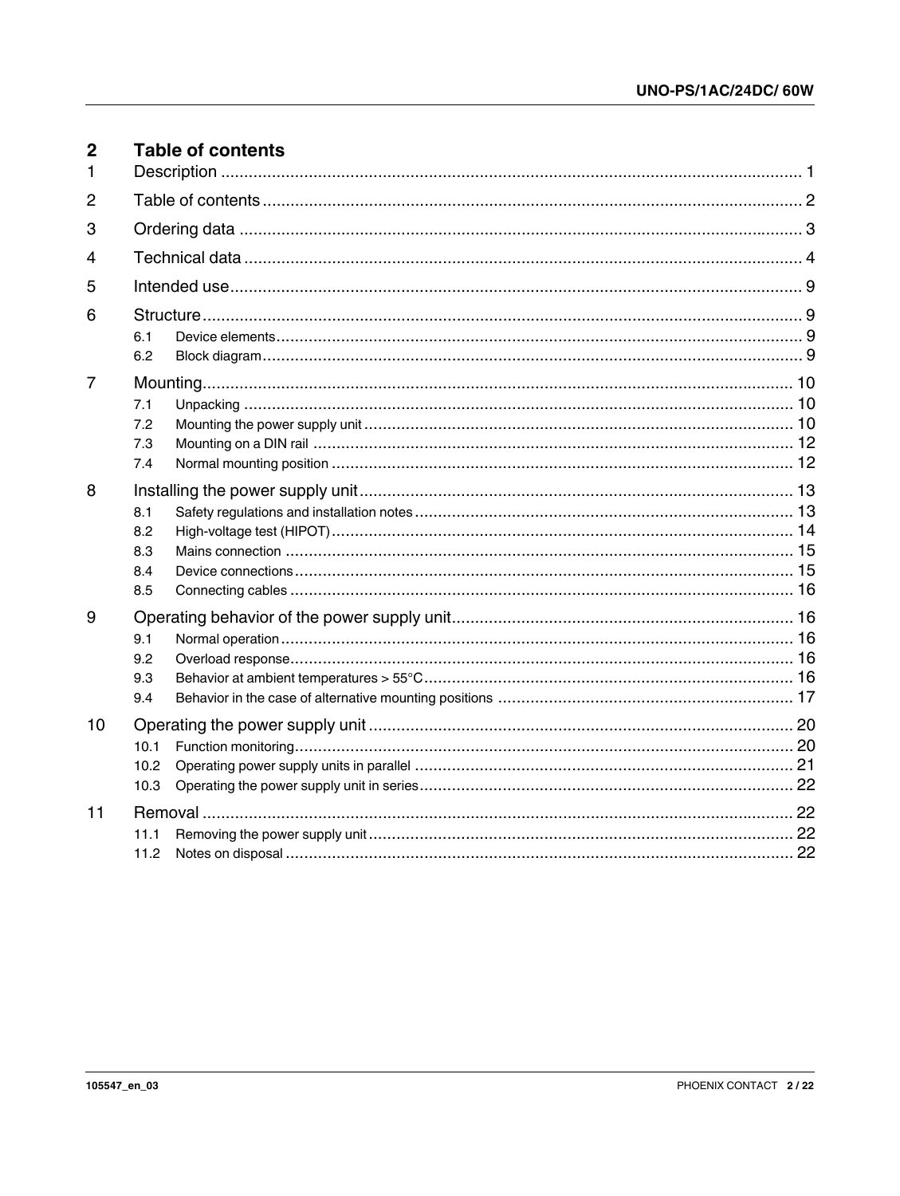## 2 Table of contents

| | | |
|---|---|---|
| 1 | Description | 1 |
| 2 | Table of contents | 2 |
| 3 | Ordering data | 3 |
| 4 | Technical data | 4 |
| 5 | Intended use | 9 |
| 6 | Structure | 9 |
| 6.1 | Device elements | 9 |
| 6.2 | Block diagram | 9 |
| 7 | Mounting | 10 |
| 7.1 | Unpacking | 10 |
| 7.2 | Mounting the power supply unit | 10 |
| 7.3 | Mounting on a DIN rail | 12 |
| 7.4 | Normal mounting position | 12 |
| 8 | Installing the power supply unit | 13 |
| 8.1 | Safety regulations and installation notes | 13 |
| 8.2 | High-voltage test (HIPOT) | 14 |
| 8.3 | Mains connection | 15 |
| 8.4 | Device connections | 15 |
| 8.5 | Connecting cables | 16 |
| 9 | Operating behavior of the power supply unit | 16 |
| 9.1 | Normal operation | 16 |
| 9.2 | Overload response | 16 |
| 9.3 | Behavior at ambient temperatures > 55°C | 16 |
| 9.4 | Behavior in the case of alternative mounting positions | 17 |
| 10 | Operating the power supply unit | 20 |
| 10.1 | Function monitoring | 20 |
| 10.2 | Operating power supply units in parallel | 21 |
| 10.3 | Operating the power supply unit in series | 22 |
| 11 | Removal | 22 |
| 11.1 | Removing the power supply unit | 22 |
| 11.2 | Notes on disposal | 22 |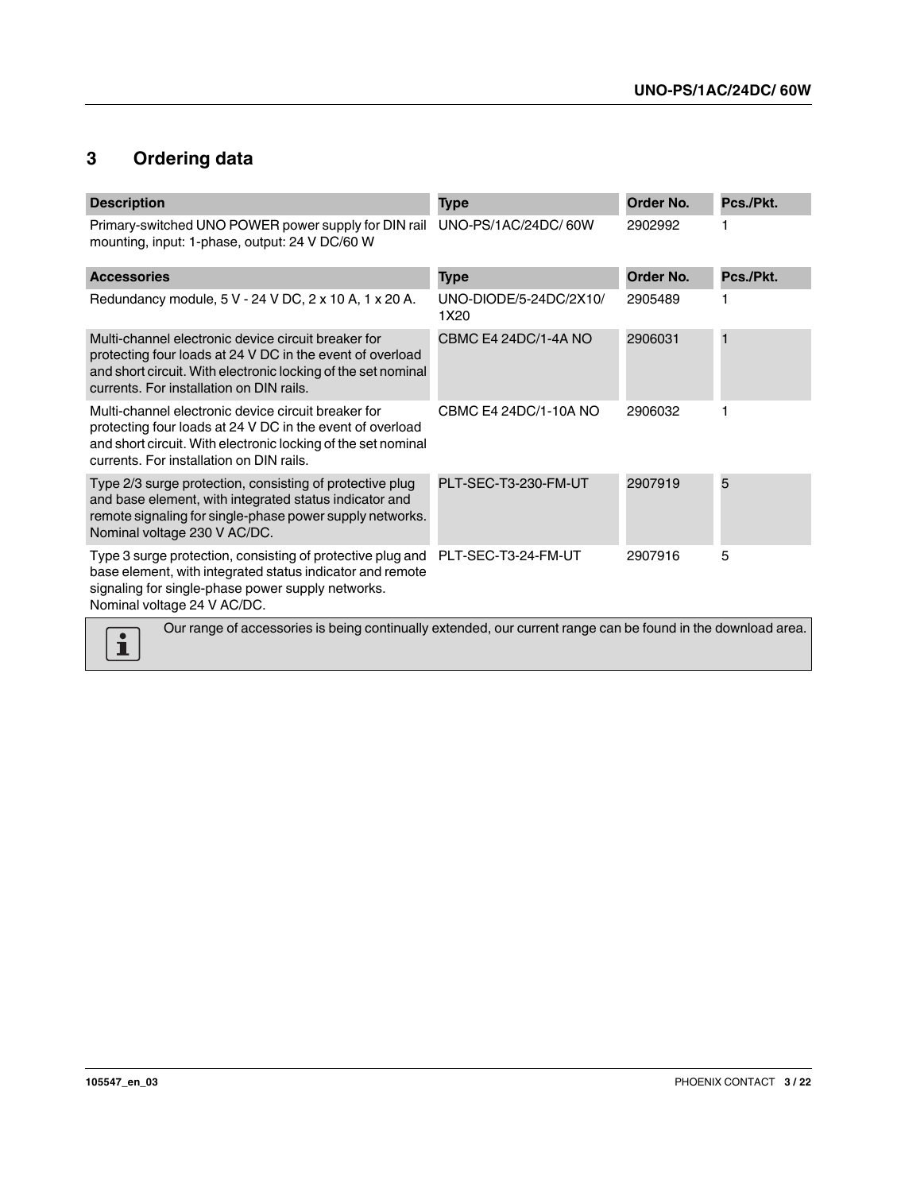## 3 Ordering data

| Description | Type | Order No. | Pcs./Pkt. |
| --- | --- | --- | --- |
| Primary-switched UNO POWER power supply for DIN rail mounting, input: 1-phase, output: 24 V DC/60 W | UNO-PS/1AC/24DC/ 60W | 2902992 | 1 |

| Accessories | Type | Order No. | Pcs./Pkt. |
| --- | --- | --- | --- |
| Redundancy module, 5 V - 24 V DC, 2 x 10 A, 1 x 20 A. | UNO-DIODE/5-24DC/2X10/ 1X20 | 2905489 | 1 |
| Multi-channel electronic device circuit breaker for protecting four loads at 24 V DC in the event of overload and short circuit. With electronic locking of the set nominal currents. For installation on DIN rails. | CBMC E4 24DC/1-4A NO | 2906031 | 1 |
| Multi-channel electronic device circuit breaker for protecting four loads at 24 V DC in the event of overload and short circuit. With electronic locking of the set nominal currents. For installation on DIN rails. | CBMC E4 24DC/1-10A NO | 2906032 | 1 |
| Type 2/3 surge protection, consisting of protective plug and base element, with integrated status indicator and remote signaling for single-phase power supply networks. Nominal voltage 230 V AC/DC. | PLT-SEC-T3-230-FM-UT | 2907919 | 5 |
| Type 3 surge protection, consisting of protective plug and base element, with integrated status indicator and remote signaling for single-phase power supply networks. Nominal voltage 24 V AC/DC. | PLT-SEC-T3-24-FM-UT | 2907916 | 5 |

Our range of accessories is being continually extended, our current range can be found in the download area.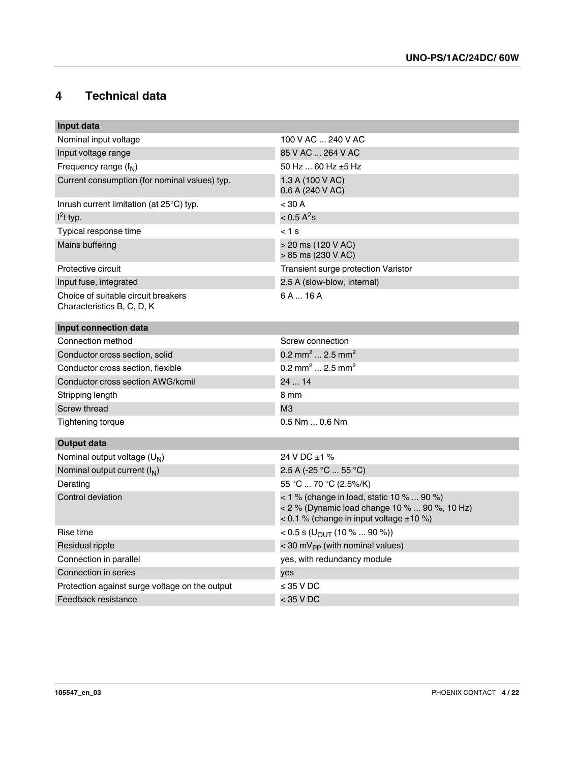# 4 Technical data

| Input data | |
|---|---|
| Nominal input voltage | 100 V AC ... 240 V AC |
| Input voltage range | 85 V AC ... 264 V AC |
| Frequency range ($f_N$) | 50 Hz ... 60 Hz ±5 Hz |
| Current consumption (for nominal values) typ. | 1.3 A (100 V AC)<br>0.6 A (240 V AC) |
| Inrush current limitation (at 25°C) typ. | < 30 A |
| $I^2t$ typ. | < 0.5 $A^2s$ |
| Typical response time | < 1 s |
| Mains buffering | > 20 ms (120 V AC)<br>> 85 ms (230 V AC) |
| Protective circuit | Transient surge protection Varistor |
| Input fuse, integrated | 2.5 A (slow-blow, internal) |
| Choice of suitable circuit breakers<br>Characteristics B, C, D, K | 6 A ... 16 A |

| Input connection data | |
|---|---|
| Connection method | Screw connection |
| Conductor cross section, solid | 0.2 mm² ... 2.5 mm² |
| Conductor cross section, flexible | 0.2 mm² ... 2.5 mm² |
| Conductor cross section AWG/kcmil | 24 ... 14 |
| Stripping length | 8 mm |
| Screw thread | M3 |
| Tightening torque | 0.5 Nm ... 0.6 Nm |

| Output data | |
|---|---|
| Nominal output voltage ($U_N$) | 24 V DC ±1 % |
| Nominal output current ($I_N$) | 2.5 A (-25 °C ... 55 °C) |
| Derating | 55 °C ... 70 °C (2.5%/K) |
| Control deviation | < 1 % (change in load, static 10 % ... 90 %)<br>< 2 % (Dynamic load change 10 % ... 90 %, 10 Hz)<br>< 0.1 % (change in input voltage ±10 %) |
| Rise time | < 0.5 s ($U_{OUT}$ (10 % ... 90 %)) |
| Residual ripple | < 30 $mV_{PP}$ (with nominal values) |
| Connection in parallel | yes, with redundancy module |
| Connection in series | yes |
| Protection against surge voltage on the output | ≤ 35 V DC |
| Feedback resistance | < 35 V DC |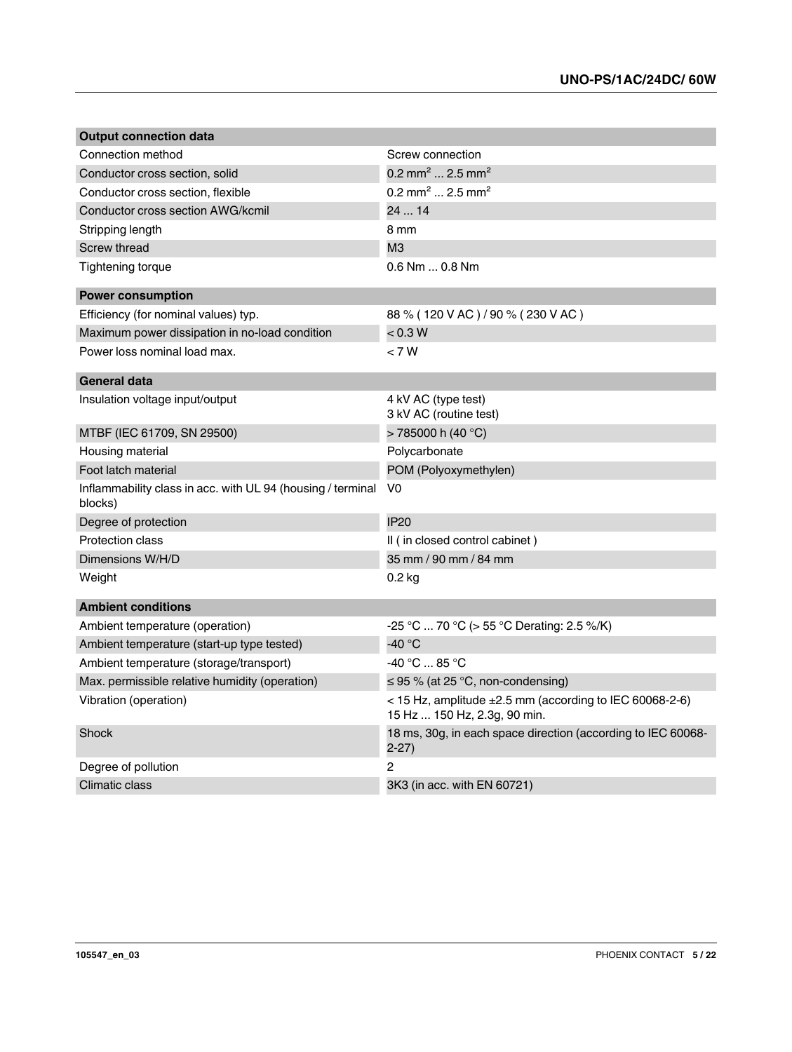| Output connection data | |
|---|---|
| Connection method | Screw connection |
| Conductor cross section, solid | 0.2 mm² ... 2.5 mm² |
| Conductor cross section, flexible | 0.2 mm² ... 2.5 mm² |
| Conductor cross section AWG/kcmil | 24 ... 14 |
| Stripping length | 8 mm |
| Screw thread | M3 |
| Tightening torque | 0.6 Nm ... 0.8 Nm |

| Power consumption | |
|---|---|
| Efficiency (for nominal values) typ. | 88 % ( 120 V AC ) / 90 % ( 230 V AC ) |
| Maximum power dissipation in no-load condition | < 0.3 W |
| Power loss nominal load max. | < 7 W |

| General data | |
|---|---|
| Insulation voltage input/output | 4 kV AC (type test)<br>3 kV AC (routine test) |
| MTBF (IEC 61709, SN 29500) | > 785000 h (40 °C) |
| Housing material | Polycarbonate |
| Foot latch material | POM (Polyoxymethylen) |
| Inflammability class in acc. with UL 94 (housing / terminal blocks) | V0 |
| Degree of protection | IP20 |
| Protection class | II ( in closed control cabinet ) |
| Dimensions W/H/D | 35 mm / 90 mm / 84 mm |
| Weight | 0.2 kg |

| Ambient conditions | |
|---|---|
| Ambient temperature (operation) | -25 °C ... 70 °C (> 55 °C Derating: 2.5 %/K) |
| Ambient temperature (start-up type tested) | -40 °C |
| Ambient temperature (storage/transport) | -40 °C ... 85 °C |
| Max. permissible relative humidity (operation) | ≤ 95 % (at 25 °C, non-condensing) |
| Vibration (operation) | < 15 Hz, amplitude ±2.5 mm (according to IEC 60068-2-6)<br>15 Hz ... 150 Hz, 2.3g, 90 min. |
| Shock | 18 ms, 30g, in each space direction (according to IEC 60068-2-27) |
| Degree of pollution | 2 |
| Climatic class | 3K3 (in acc. with EN 60721) |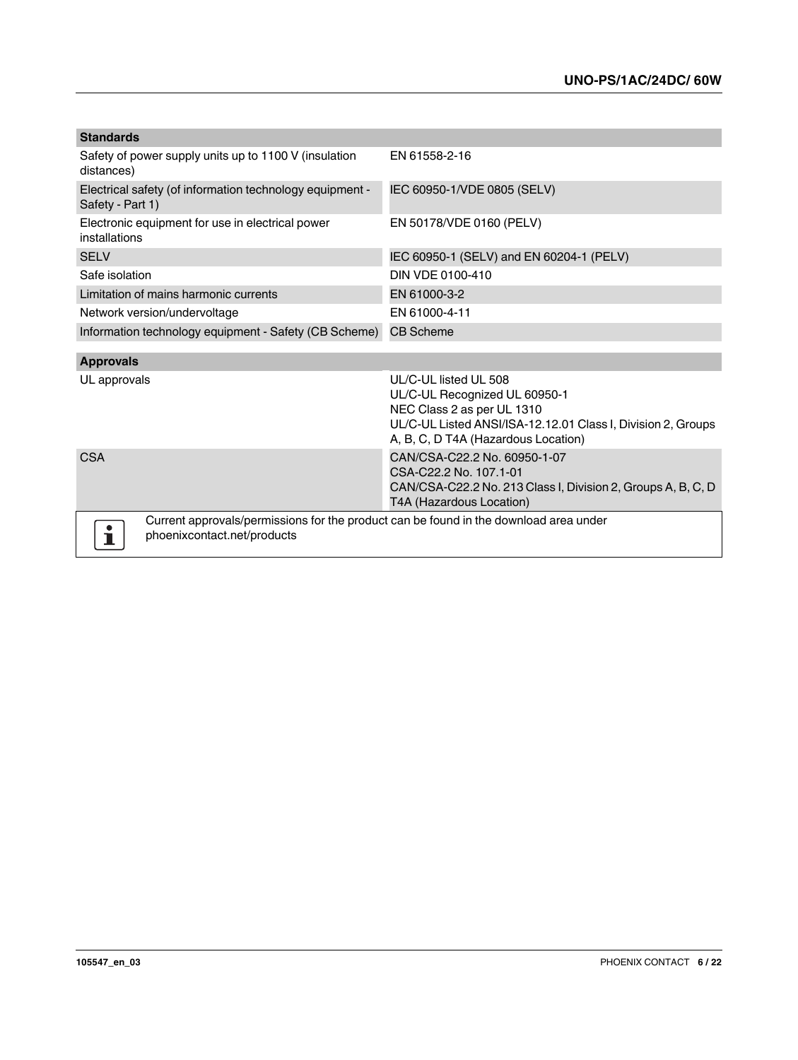| Standards | |
|---|---|
| Safety of power supply units up to 1100 V (insulation distances) | EN 61558-2-16 |
| Electrical safety (of information technology equipment - Safety - Part 1) | IEC 60950-1/VDE 0805 (SELV) |
| Electronic equipment for use in electrical power installations | EN 50178/VDE 0160 (PELV) |
| SELV | IEC 60950-1 (SELV) and EN 60204-1 (PELV) |
| Safe isolation | DIN VDE 0100-410 |
| Limitation of mains harmonic currents | EN 61000-3-2 |
| Network version/undervoltage | EN 61000-4-11 |
| Information technology equipment - Safety (CB Scheme) | CB Scheme |

| Approvals | |
|---|---|
| UL approvals | UL/C-UL listed UL 508<br>UL/C-UL Recognized UL 60950-1<br>NEC Class 2 as per UL 1310<br>UL/C-UL Listed ANSI/ISA-12.12.01 Class I, Division 2, Groups A, B, C, D T4A (Hazardous Location) |
| CSA | CAN/CSA-C22.2 No. 60950-1-07<br>CSA-C22.2 No. 107.1-01<br>CAN/CSA-C22.2 No. 213 Class I, Division 2, Groups A, B, C, D T4A (Hazardous Location) |

Current approvals/permissions for the product can be found in the download area under phoenixcontact.net/products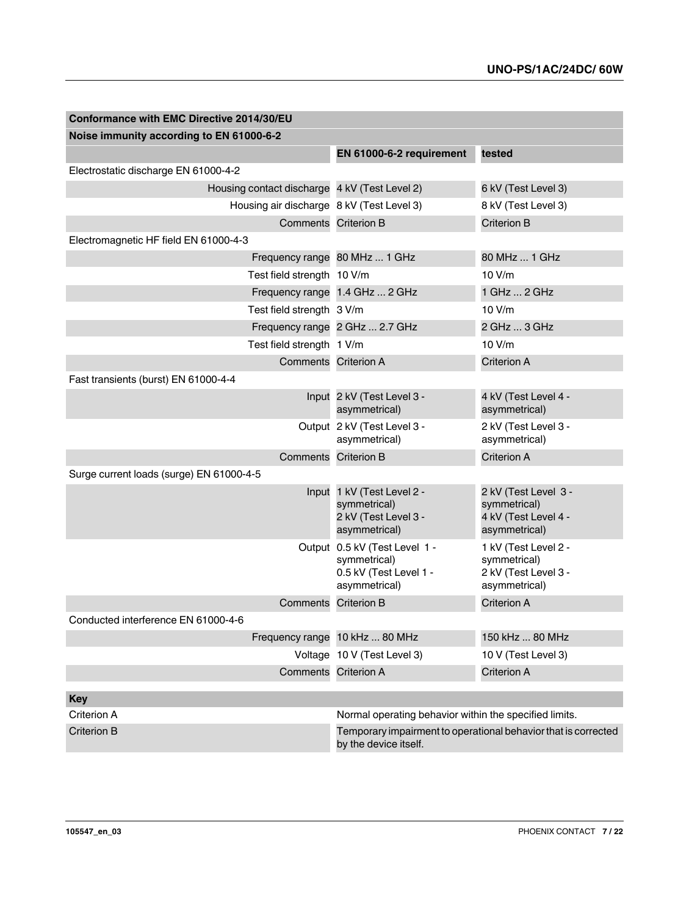| Conformance with EMC Directive 2014/30/EU | | |
|---|---|---|
| **Noise immunity according to EN 61000-6-2** | | |
| | **EN 61000-6-2 requirement** | **tested** |
| Electrostatic discharge EN 61000-4-2 | | |
| Housing contact discharge | 4 kV (Test Level 2) | 6 kV (Test Level 3) |
| Housing air discharge | 8 kV (Test Level 3) | 8 kV (Test Level 3) |
| Comments | Criterion B | Criterion B |
| Electromagnetic HF field EN 61000-4-3 | | |
| Frequency range | 80 MHz ... 1 GHz | 80 MHz ... 1 GHz |
| Test field strength | 10 V/m | 10 V/m |
| Frequency range | 1.4 GHz ... 2 GHz | 1 GHz ... 2 GHz |
| Test field strength | 3 V/m | 10 V/m |
| Frequency range | 2 GHz ... 2.7 GHz | 2 GHz ... 3 GHz |
| Test field strength | 1 V/m | 10 V/m |
| Comments | Criterion A | Criterion A |
| Fast transients (burst) EN 61000-4-4 | | |
| Input | 2 kV (Test Level 3 - asymmetrical) | 4 kV (Test Level 4 - asymmetrical) |
| Output | 2 kV (Test Level 3 - asymmetrical) | 2 kV (Test Level 3 - asymmetrical) |
| Comments | Criterion B | Criterion A |
| Surge current loads (surge) EN 61000-4-5 | | |
| Input | 1 kV (Test Level 2 - symmetrical)<br>2 kV (Test Level 3 - asymmetrical) | 2 kV (Test Level 3 - symmetrical)<br>4 kV (Test Level 4 - asymmetrical) |
| Output | 0.5 kV (Test Level 1 - symmetrical)<br>0.5 kV (Test Level 1 - asymmetrical) | 1 kV (Test Level 2 - symmetrical)<br>2 kV (Test Level 3 - asymmetrical) |
| Comments | Criterion B | Criterion A |
| Conducted interference EN 61000-4-6 | | |
| Frequency range | 10 kHz ... 80 MHz | 150 kHz ... 80 MHz |
| Voltage | 10 V (Test Level 3) | 10 V (Test Level 3) |
| Comments | Criterion A | Criterion A |

| Key | |
|---|---|
| Criterion A | Normal operating behavior within the specified limits. |
| Criterion B | Temporary impairment to operational behavior that is corrected by the device itself. |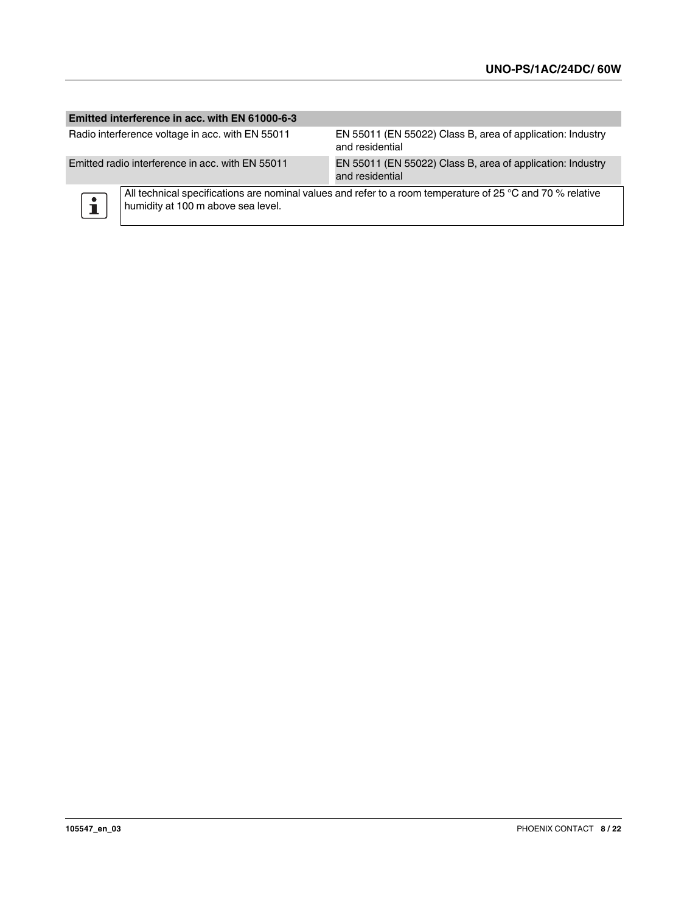| Emitted interference in acc. with EN 61000-6-3 | |
|---|---|
| Radio interference voltage in acc. with EN 55011 | EN 55011 (EN 55022) Class B, area of application: Industry and residential |
| Emitted radio interference in acc. with EN 55011 | EN 55011 (EN 55022) Class B, area of application: Industry and residential |

All technical specifications are nominal values and refer to a room temperature of 25 °C and 70 % relative humidity at 100 m above sea level.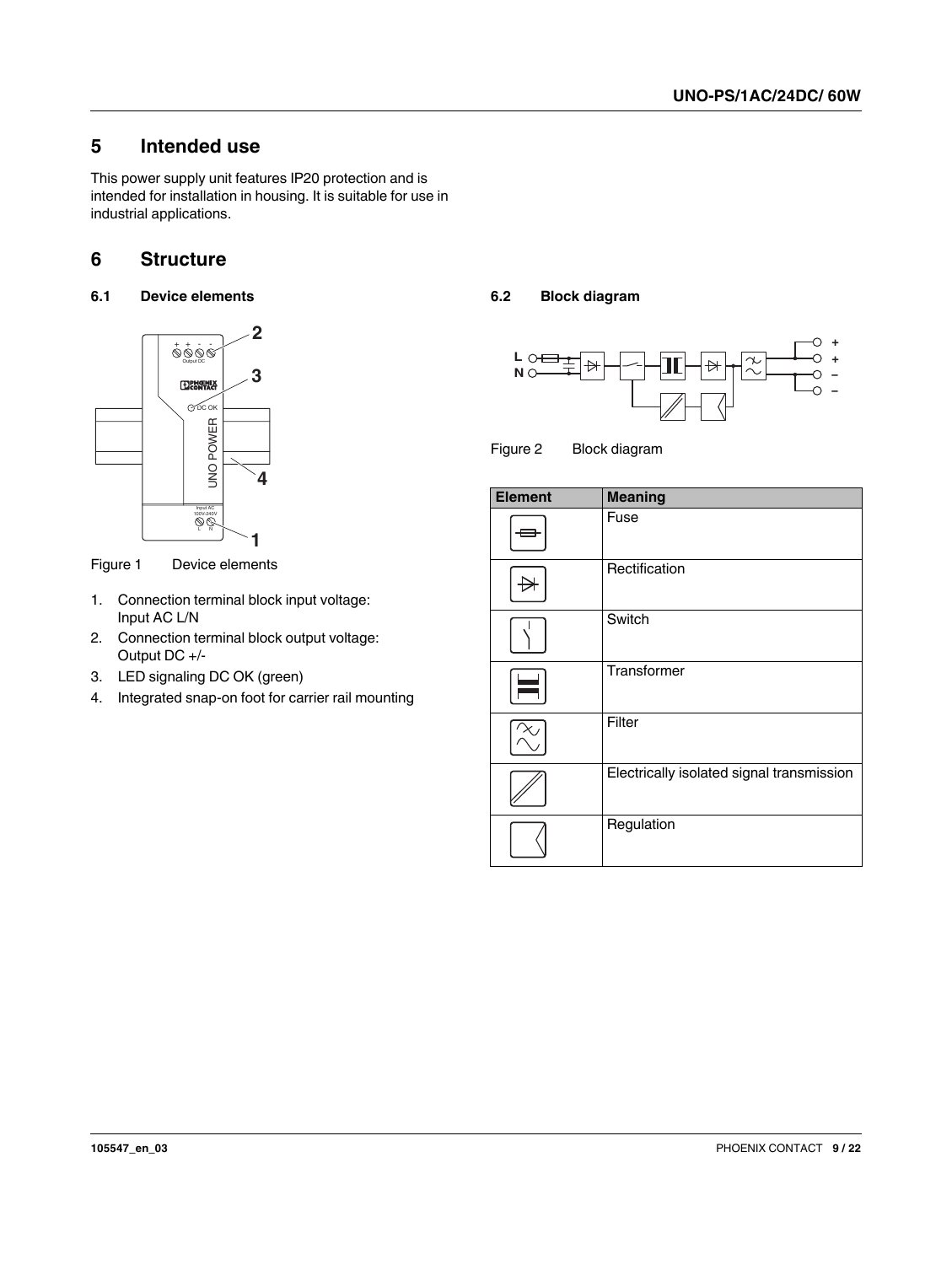## 5 Intended use

This power supply unit features IP20 protection and is intended for installation in housing. It is suitable for use in industrial applications.

## 6 Structure

### 6.1 Device elements

Figure 1 Device elements

1. Connection terminal block input voltage: Input AC L/N
2. Connection terminal block output voltage: Output DC +/-
3. LED signaling DC OK (green)
4. Integrated snap-on foot for carrier rail mounting

### 6.2 Block diagram

Figure 2 Block diagram

| Element | Meaning |
|---|---|
| | Fuse |
| | Rectification |
| | Switch |
| | Transformer |
| | Filter |
| | Electrically isolated signal transmission |
| | Regulation |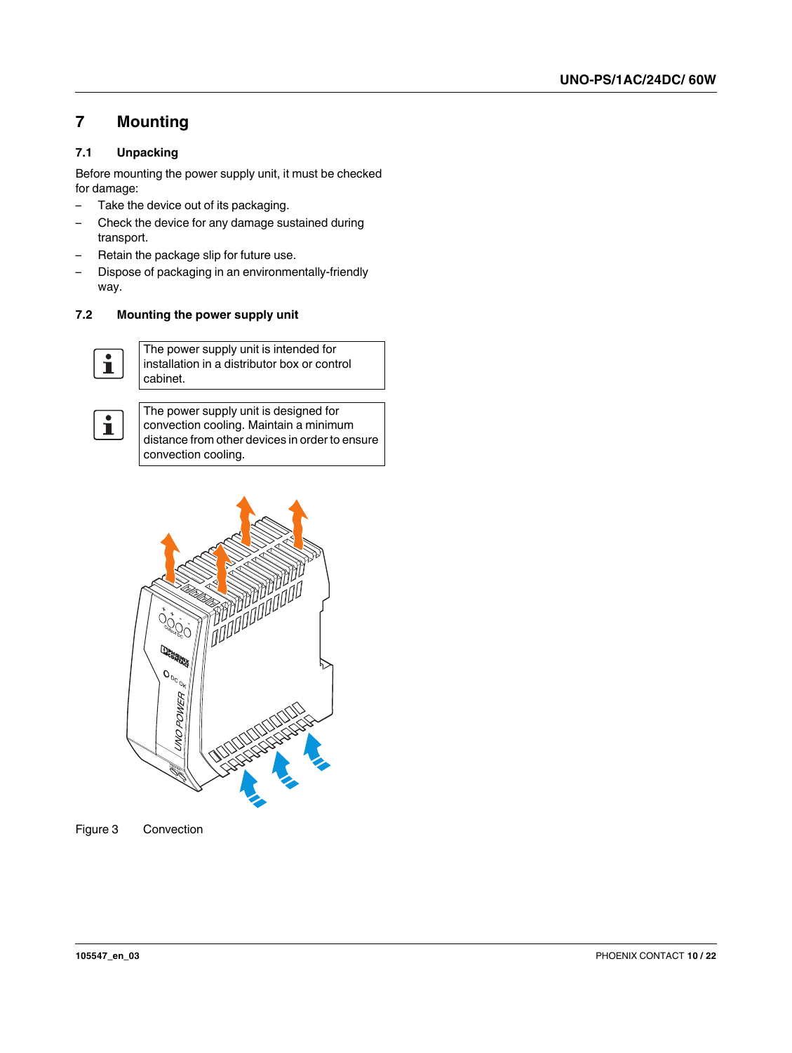# 7 Mounting

## 7.1 Unpacking

Before mounting the power supply unit, it must be checked for damage:

- Take the device out of its packaging.
- Check the device for any damage sustained during transport.
- Retain the package slip for future use.
- Dispose of packaging in an environmentally-friendly way.

## 7.2 Mounting the power supply unit

> The power supply unit is intended for installation in a distributor box or control cabinet.

> The power supply unit is designed for convection cooling. Maintain a minimum distance from other devices in order to ensure convection cooling.

Figure 3 Convection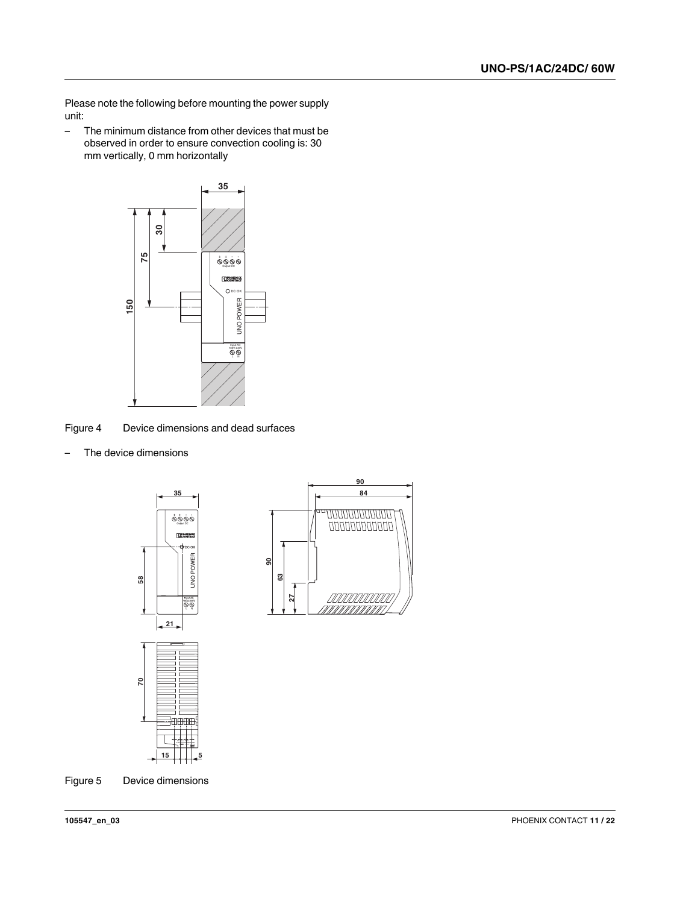Please note the following before mounting the power supply unit:

– The minimum distance from other devices that must be observed in order to ensure convection cooling is: 30 mm vertically, 0 mm horizontally

Figure 4 Device dimensions and dead surfaces

– The device dimensions

Figure 5 Device dimensions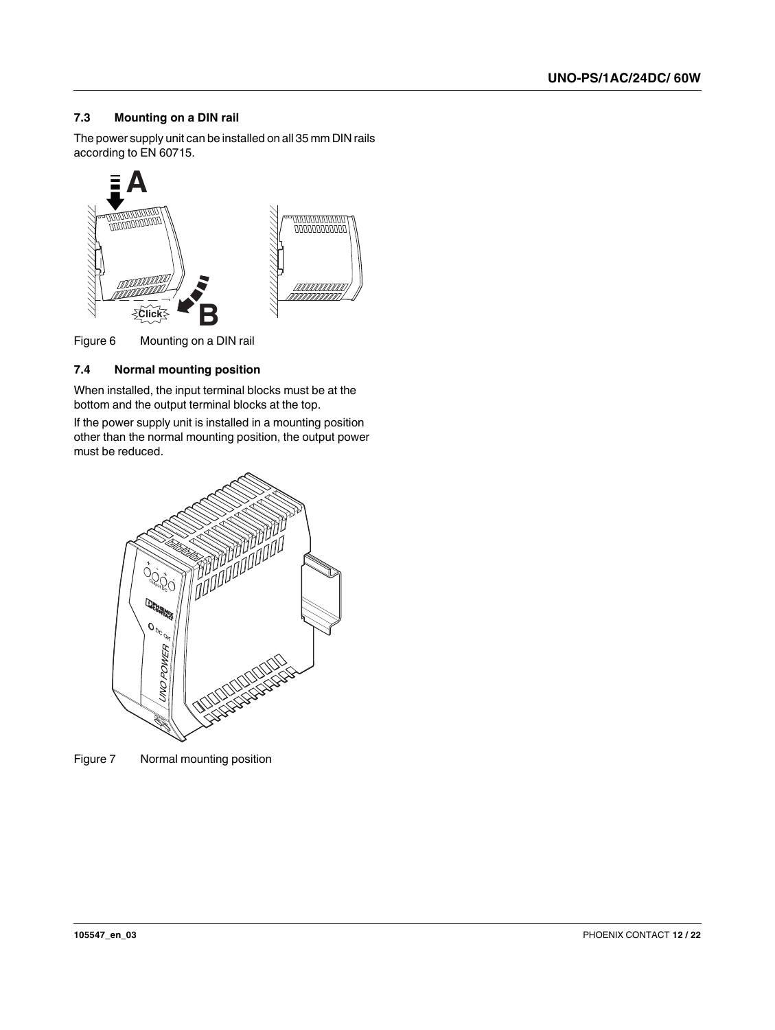### 7.3 Mounting on a DIN rail

The power supply unit can be installed on all 35 mm DIN rails according to EN 60715.

Figure 6 Mounting on a DIN rail

### 7.4 Normal mounting position

When installed, the input terminal blocks must be at the bottom and the output terminal blocks at the top.

If the power supply unit is installed in a mounting position other than the normal mounting position, the output power must be reduced.

Figure 7 Normal mounting position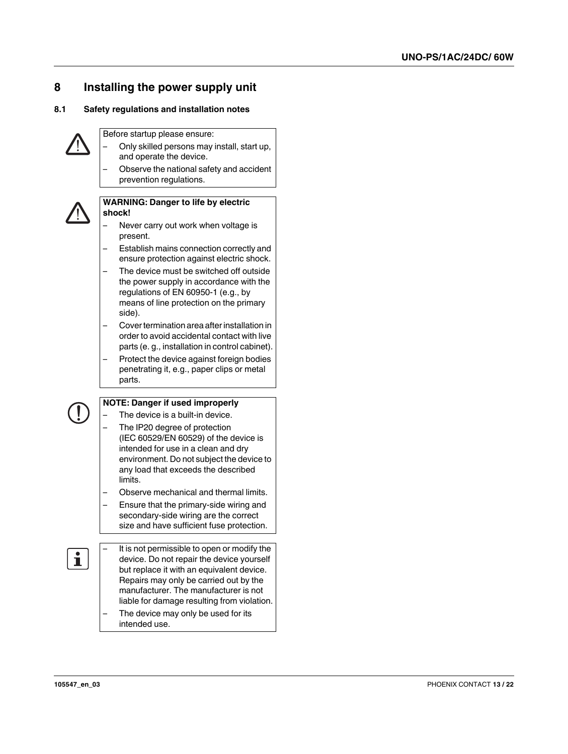# 8 Installing the power supply unit

## 8.1 Safety regulations and installation notes

Before startup please ensure:

- Only skilled persons may install, start up, and operate the device.
- Observe the national safety and accident prevention regulations.

**WARNING: Danger to life by electric shock!**

- Never carry out work when voltage is present.
- Establish mains connection correctly and ensure protection against electric shock.
- The device must be switched off outside the power supply in accordance with the regulations of EN 60950-1 (e.g., by means of line protection on the primary side).
- Cover termination area after installation in order to avoid accidental contact with live parts (e. g., installation in control cabinet).
- Protect the device against foreign bodies penetrating it, e.g., paper clips or metal parts.

**NOTE: Danger if used improperly**

- The device is a built-in device.
- The IP20 degree of protection (IEC 60529/EN 60529) of the device is intended for use in a clean and dry environment. Do not subject the device to any load that exceeds the described limits.
- Observe mechanical and thermal limits.
- Ensure that the primary-side wiring and secondary-side wiring are the correct size and have sufficient fuse protection.

- It is not permissible to open or modify the device. Do not repair the device yourself but replace it with an equivalent device. Repairs may only be carried out by the manufacturer. The manufacturer is not liable for damage resulting from violation.
- The device may only be used for its intended use.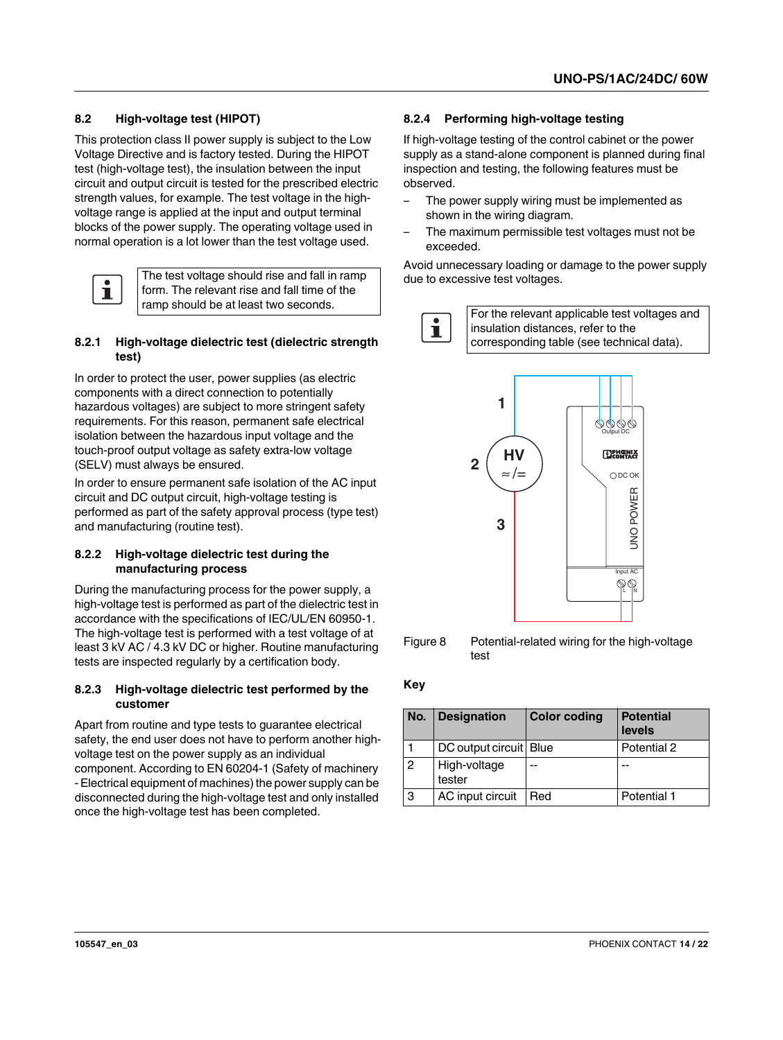## 8.2 High-voltage test (HIPOT)

This protection class II power supply is subject to the Low Voltage Directive and is factory tested. During the HIPOT test (high-voltage test), the insulation between the input circuit and output circuit is tested for the prescribed electric strength values, for example. The test voltage in the high-voltage range is applied at the input and output terminal blocks of the power supply. The operating voltage used in normal operation is a lot lower than the test voltage used.

> The test voltage should rise and fall in ramp form. The relevant rise and fall time of the ramp should be at least two seconds.

### 8.2.1 High-voltage dielectric test (dielectric strength test)

In order to protect the user, power supplies (as electric components with a direct connection to potentially hazardous voltages) are subject to more stringent safety requirements. For this reason, permanent safe electrical isolation between the hazardous input voltage and the touch-proof output voltage as safety extra-low voltage (SELV) must always be ensured.

In order to ensure permanent safe isolation of the AC input circuit and DC output circuit, high-voltage testing is performed as part of the safety approval process (type test) and manufacturing (routine test).

### 8.2.2 High-voltage dielectric test during the manufacturing process

During the manufacturing process for the power supply, a high-voltage test is performed as part of the dielectric test in accordance with the specifications of IEC/UL/EN 60950-1. The high-voltage test is performed with a test voltage of at least 3 kV AC / 4.3 kV DC or higher. Routine manufacturing tests are inspected regularly by a certification body.

### 8.2.3 High-voltage dielectric test performed by the customer

Apart from routine and type tests to guarantee electrical safety, the end user does not have to perform another high-voltage test on the power supply as an individual component. According to EN 60204-1 (Safety of machinery - Electrical equipment of machines) the power supply can be disconnected during the high-voltage test and only installed once the high-voltage test has been completed.

### 8.2.4 Performing high-voltage testing

If high-voltage testing of the control cabinet or the power supply as a stand-alone component is planned during final inspection and testing, the following features must be observed.

- The power supply wiring must be implemented as shown in the wiring diagram.
- The maximum permissible test voltages must not be exceeded.

Avoid unnecessary loading or damage to the power supply due to excessive test voltages.

> For the relevant applicable test voltages and insulation distances, refer to the corresponding table (see technical data).

Figure 8 Potential-related wiring for the high-voltage test

**Key**

| No. | Designation | Color coding | Potential levels |
|---|---|---|---|
| 1 | DC output circuit | Blue | Potential 2 |
| 2 | High-voltage tester | -- | -- |
| 3 | AC input circuit | Red | Potential 1 |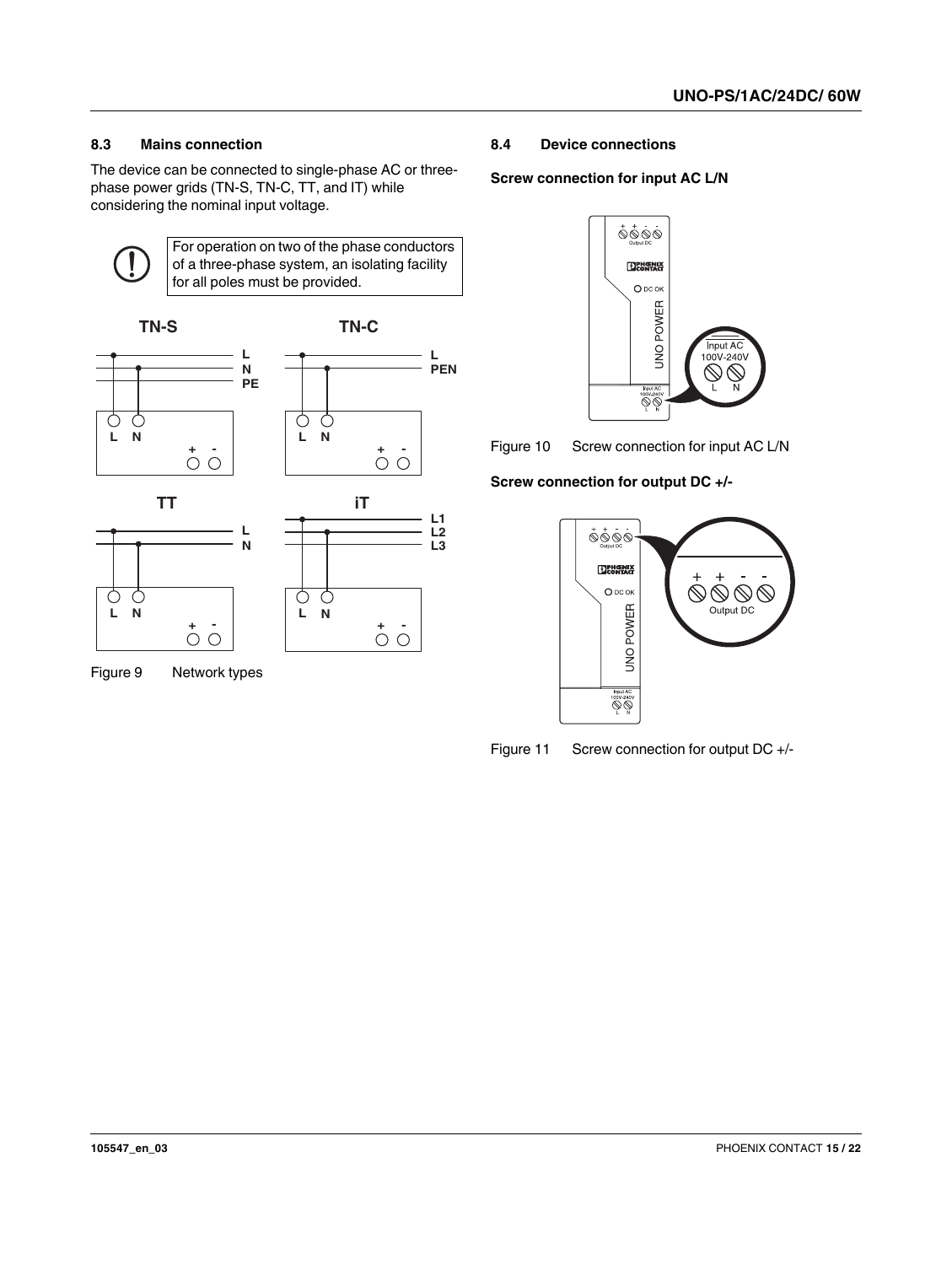## 8.3 Mains connection

The device can be connected to single-phase AC or three-phase power grids (TN-S, TN-C, TT, and IT) while considering the nominal input voltage.

For operation on two of the phase conductors of a three-phase system, an isolating facility for all poles must be provided.

Figure 9 Network types

## 8.4 Device connections

**Screw connection for input AC L/N**

Figure 10 Screw connection for input AC L/N

**Screw connection for output DC +/-**

Figure 11 Screw connection for output DC +/-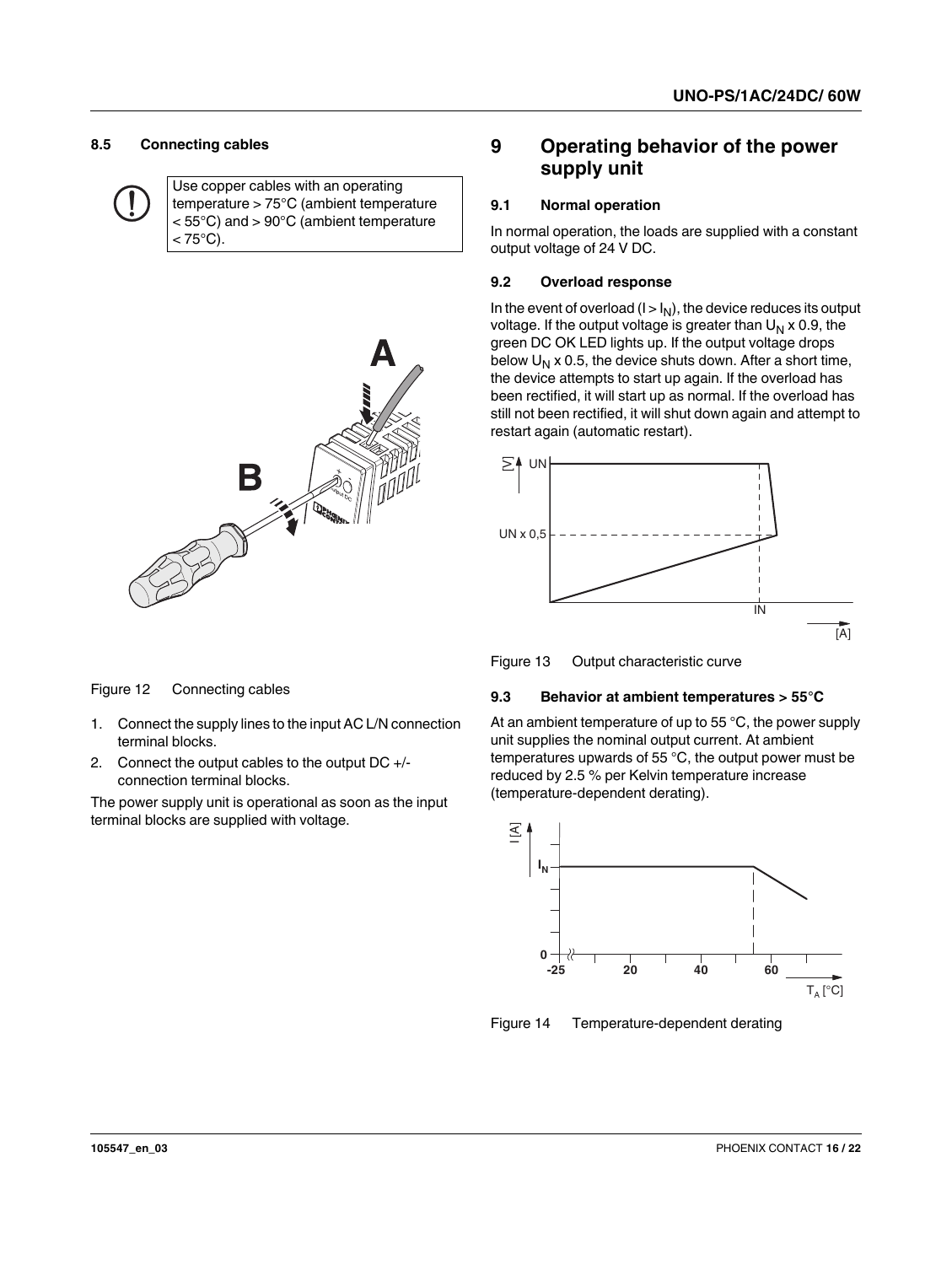### 8.5 Connecting cables

Use copper cables with an operating temperature > 75°C (ambient temperature < 55°C) and > 90°C (ambient temperature < 75°C).

Figure 12 Connecting cables

1. Connect the supply lines to the input AC L/N connection terminal blocks.
2. Connect the output cables to the output DC +/- connection terminal blocks.

The power supply unit is operational as soon as the input terminal blocks are supplied with voltage.

## 9 Operating behavior of the power supply unit

### 9.1 Normal operation

In normal operation, the loads are supplied with a constant output voltage of 24 V DC.

### 9.2 Overload response

In the event of overload ($I > I_N$), the device reduces its output voltage. If the output voltage is greater than $U_N$ x 0.9, the green DC OK LED lights up. If the output voltage drops below $U_N$ x 0.5, the device shuts down. After a short time, the device attempts to start up again. If the overload has been rectified, it will start up as normal. If the overload has still not been rectified, it will shut down again and attempt to restart again (automatic restart).

Figure 13 Output characteristic curve

### 9.3 Behavior at ambient temperatures > 55°C

At an ambient temperature of up to 55 °C, the power supply unit supplies the nominal output current. At ambient temperatures upwards of 55 °C, the output power must be reduced by 2.5 % per Kelvin temperature increase (temperature-dependent derating).

Figure 14 Temperature-dependent derating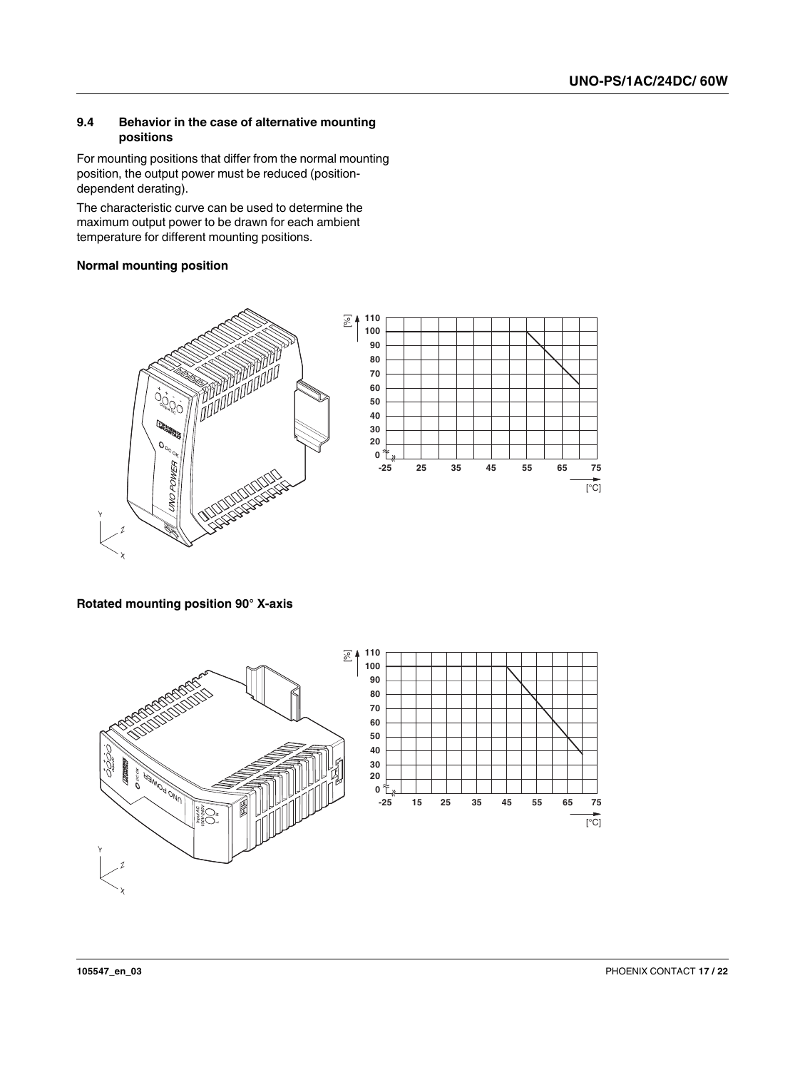## 9.4 Behavior in the case of alternative mounting positions

For mounting positions that differ from the normal mounting position, the output power must be reduced (position-dependent derating).

The characteristic curve can be used to determine the maximum output power to be drawn for each ambient temperature for different mounting positions.

**Normal mounting position**

**Rotated mounting position 90° X-axis**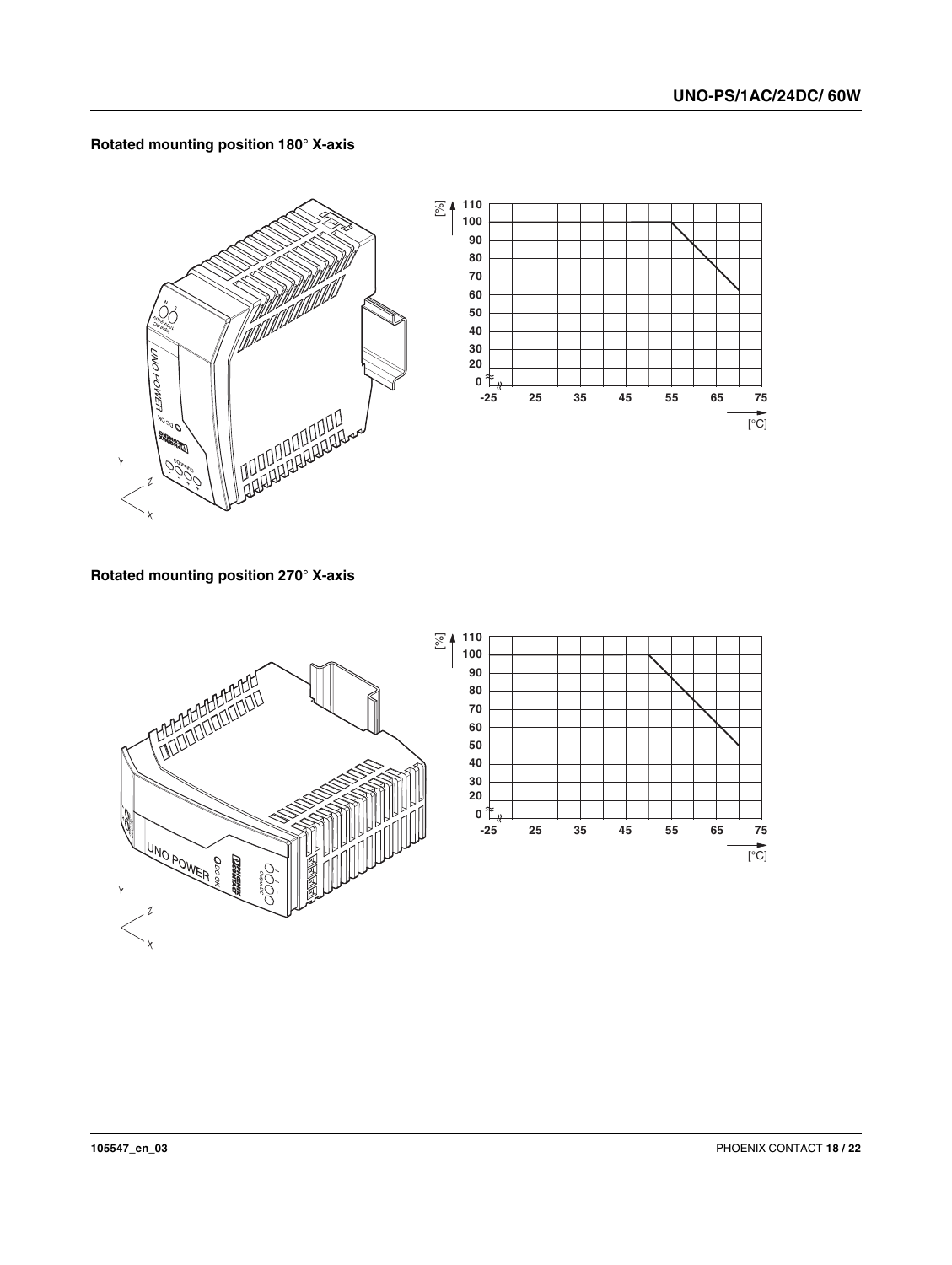## Rotated mounting position 180° X-axis

## Rotated mounting position 270° X-axis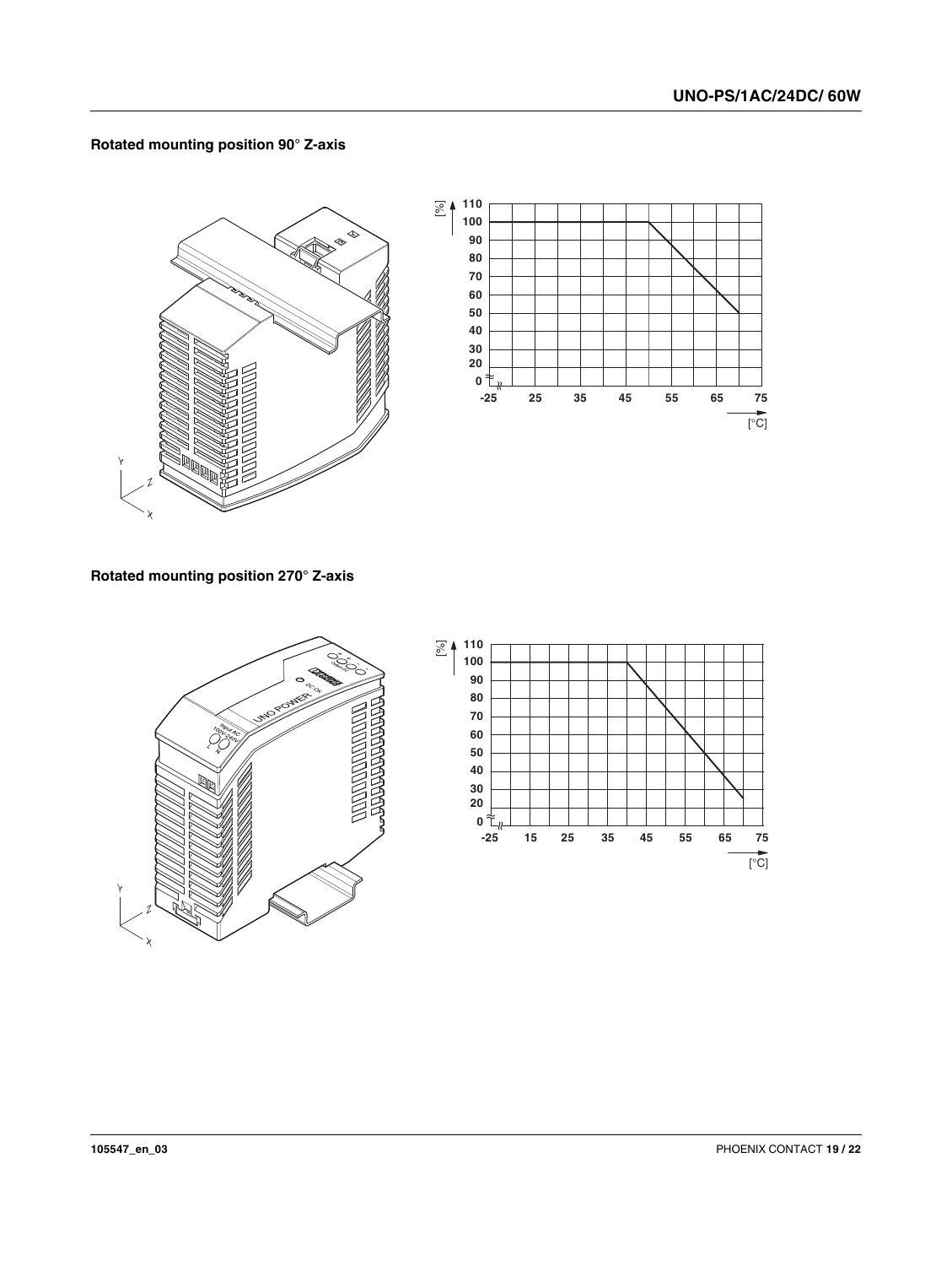## Rotated mounting position 90° Z-axis

## Rotated mounting position 270° Z-axis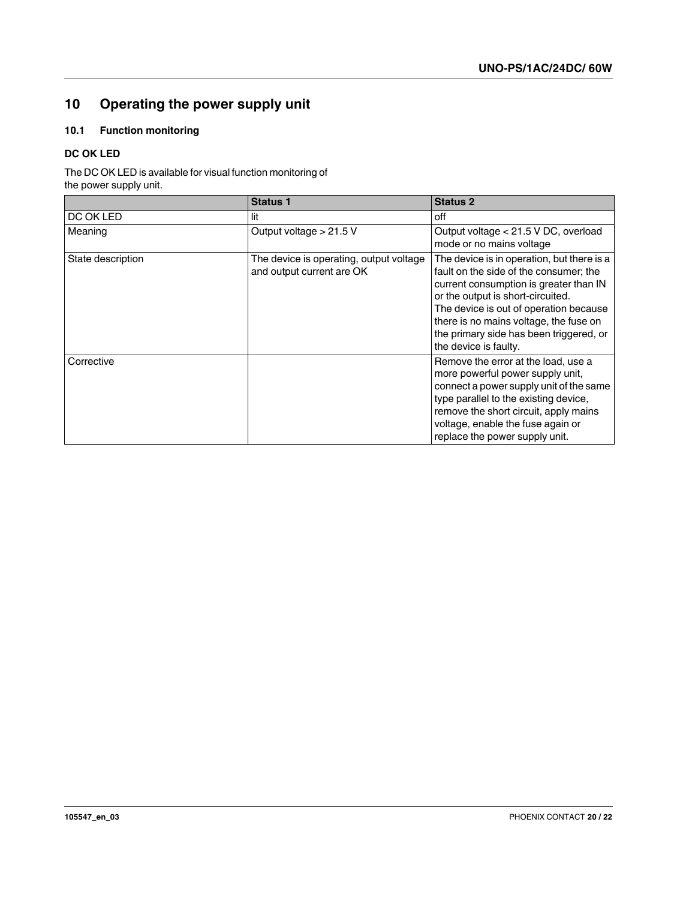# 10 Operating the power supply unit

## 10.1 Function monitoring

### DC OK LED

The DC OK LED is available for visual function monitoring of the power supply unit.

| | Status 1 | Status 2 |
|---|---|---|
| DC OK LED | lit | off |
| Meaning | Output voltage > 21.5 V | Output voltage < 21.5 V DC, overload mode or no mains voltage |
| State description | The device is operating, output voltage and output current are OK | The device is in operation, but there is a fault on the side of the consumer; the current consumption is greater than IN or the output is short-circuited.<br>The device is out of operation because there is no mains voltage, the fuse on the primary side has been triggered, or the device is faulty. |
| Corrective | | Remove the error at the load, use a more powerful power supply unit, connect a power supply unit of the same type parallel to the existing device, remove the short circuit, apply mains voltage, enable the fuse again or replace the power supply unit. |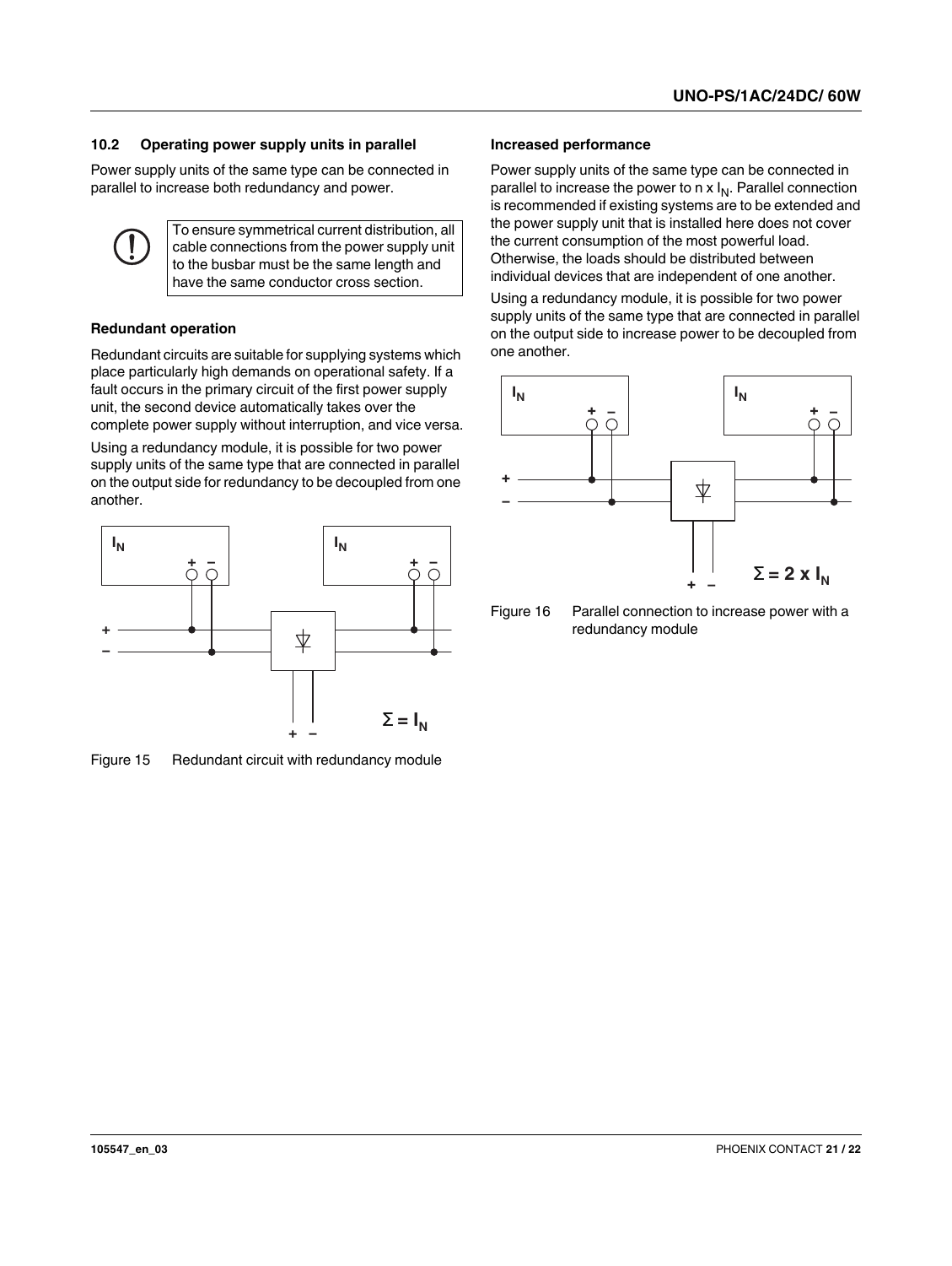## 10.2 Operating power supply units in parallel

Power supply units of the same type can be connected in parallel to increase both redundancy and power.

> To ensure symmetrical current distribution, all cable connections from the power supply unit to the busbar must be the same length and have the same conductor cross section.

### Redundant operation

Redundant circuits are suitable for supplying systems which place particularly high demands on operational safety. If a fault occurs in the primary circuit of the first power supply unit, the second device automatically takes over the complete power supply without interruption, and vice versa.

Using a redundancy module, it is possible for two power supply units of the same type that are connected in parallel on the output side for redundancy to be decoupled from one another.

$\Sigma = I_N$

Figure 15 Redundant circuit with redundancy module

### Increased performance

Power supply units of the same type can be connected in parallel to increase the power to n x $I_N$. Parallel connection is recommended if existing systems are to be extended and the power supply unit that is installed here does not cover the current consumption of the most powerful load. Otherwise, the loads should be distributed between individual devices that are independent of one another.

Using a redundancy module, it is possible for two power supply units of the same type that are connected in parallel on the output side to increase power to be decoupled from one another.

$\Sigma = 2 \times I_N$

Figure 16 Parallel connection to increase power with a redundancy module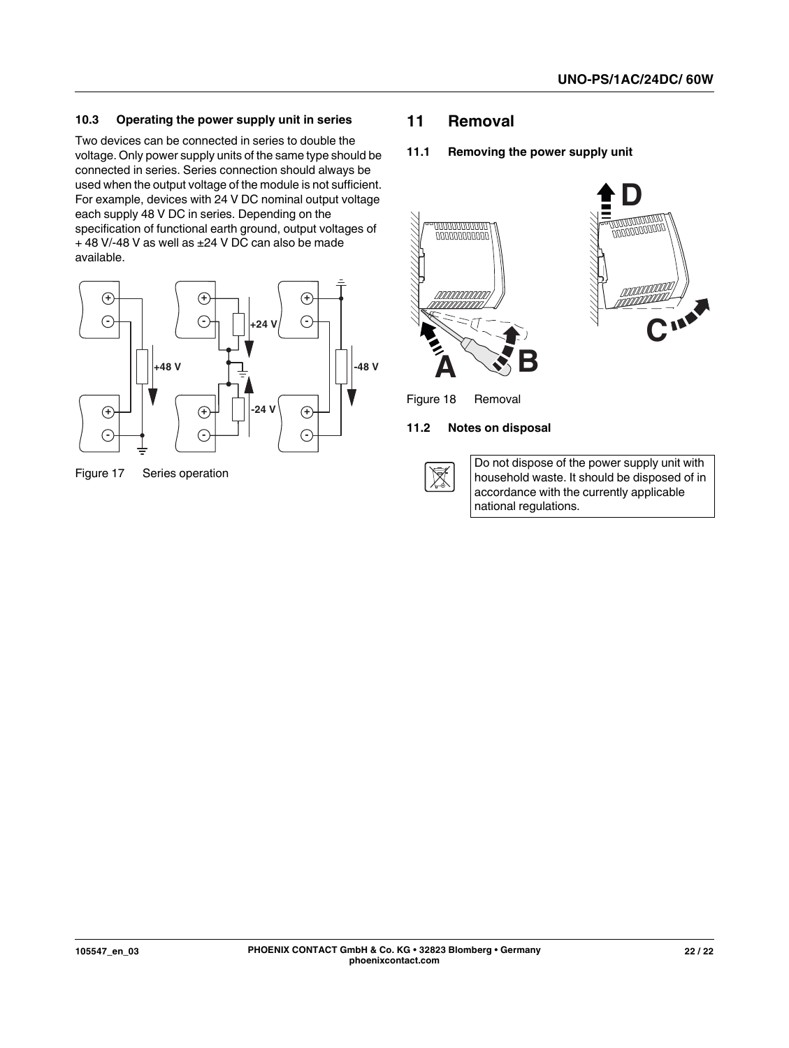### 10.3 Operating the power supply unit in series

Two devices can be connected in series to double the voltage. Only power supply units of the same type should be connected in series. Series connection should always be used when the output voltage of the module is not sufficient. For example, devices with 24 V DC nominal output voltage each supply 48 V DC in series. Depending on the specification of functional earth ground, output voltages of + 48 V/-48 V as well as ±24 V DC can also be made available.

+48 V
+24 V
-24 V
-48 V

Figure 17 Series operation

## 11 Removal

### 11.1 Removing the power supply unit

D
A
B
C

Figure 18 Removal

### 11.2 Notes on disposal

Do not dispose of the power supply unit with household waste. It should be disposed of in accordance with the currently applicable national regulations.